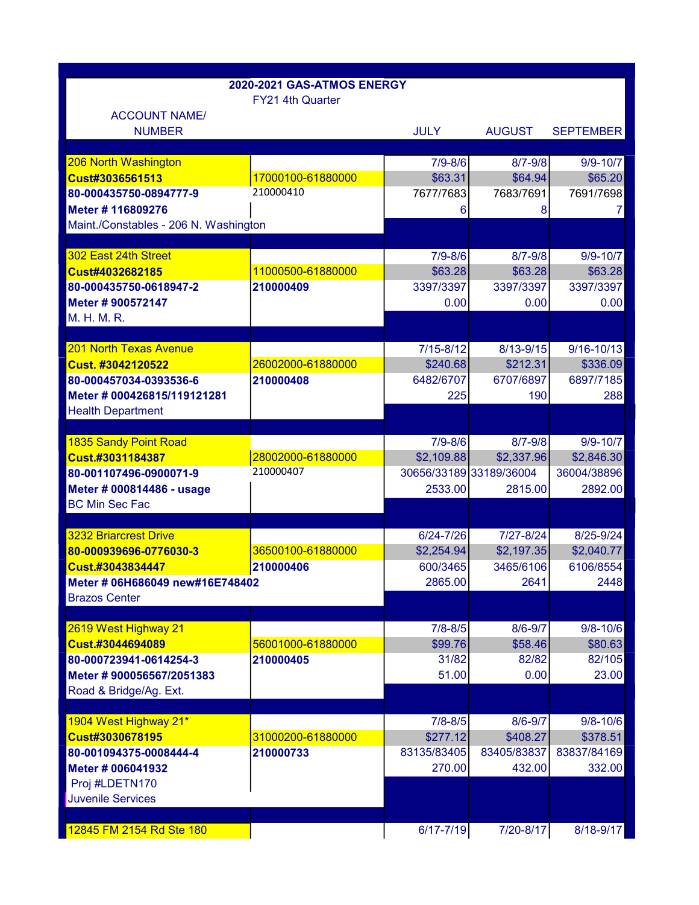# 2020-2021 GAS-ATMOS ENERGY

FY21 4th Quarter

| ACCOUNT NAME/ NUMBER | | JULY | AUGUST | SEPTEMBER |
|---|---|---|---|---|
| 206 North Washington | | 7/9-8/6 | 8/7-9/8 | 9/9-10/7 |
| **Cust#3036561513** | 17000100-61880000 | $63.31 | $64.94 | $65.20 |
| **80-000435750-0894777-9** | 210000410 | 7677/7683 | 7683/7691 | 7691/7698 |
| **Meter # 116809276** | | 6 | 8 | 7 |
| Maint./Constables - 206 N. Washington | | | | |
| 302 East 24th Street | | 7/9-8/6 | 8/7-9/8 | 9/9-10/7 |
| **Cust#4032682185** | 11000500-61880000 | $63.28 | $63.28 | $63.28 |
| **80-000435750-0618947-2** | **210000409** | 3397/3397 | 3397/3397 | 3397/3397 |
| **Meter # 900572147** | | 0.00 | 0.00 | 0.00 |
| M. H. M. R. | | | | |
| 201 North Texas Avenue | | 7/15-8/12 | 8/13-9/15 | 9/16-10/13 |
| **Cust. #3042120522** | 26002000-61880000 | $240.68 | $212.31 | $336.09 |
| **80-000457034-0393536-6** | **210000408** | 6482/6707 | 6707/6897 | 6897/7185 |
| **Meter # 000426815/119121281** | | 225 | 190 | 288 |
| Health Department | | | | |
| 1835 Sandy Point Road | | 7/9-8/6 | 8/7-9/8 | 9/9-10/7 |
| **Cust.#3031184387** | 28002000-61880000 | $2,109.88 | $2,337.96 | $2,846.30 |
| **80-001107496-0900071-9** | 210000407 | 30656/33189 | 33189/36004 | 36004/38896 |
| **Meter # 000814486 - usage** | | 2533.00 | 2815.00 | 2892.00 |
| BC Min Sec Fac | | | | |
| 3232 Briarcrest Drive | | 6/24-7/26 | 7/27-8/24 | 8/25-9/24 |
| **80-000939696-0776030-3** | 36500100-61880000 | $2,254.94 | $2,197.35 | $2,040.77 |
| **Cust.#3043834447** | **210000406** | 600/3465 | 3465/6106 | 6106/8554 |
| **Meter # 06H686049 new#16E748402** | | 2865.00 | 2641 | 2448 |
| Brazos Center | | | | |
| 2619 West Highway 21 | | 7/8-8/5 | 8/6-9/7 | 9/8-10/6 |
| **Cust.#3044694089** | 56001000-61880000 | $99.76 | $58.46 | $80.63 |
| **80-000723941-0614254-3** | **210000405** | 31/82 | 82/82 | 82/105 |
| **Meter # 900056567/2051383** | | 51.00 | 0.00 | 23.00 |
| Road & Bridge/Ag. Ext. | | | | |
| 1904 West Highway 21* | | 7/8-8/5 | 8/6-9/7 | 9/8-10/6 |
| **Cust#3030678195** | 31000200-61880000 | $277.12 | $408.27 | $378.51 |
| **80-001094375-0008444-4** | **210000733** | 83135/83405 | 83405/83837 | 83837/84169 |
| **Meter # 006041932** | | 270.00 | 432.00 | 332.00 |
| Proj #LDETN170 | | | | |
| Juvenile Services | | | | |
| 12845 FM 2154 Rd Ste 180 | | 6/17-7/19 | 7/20-8/17 | 8/18-9/17 |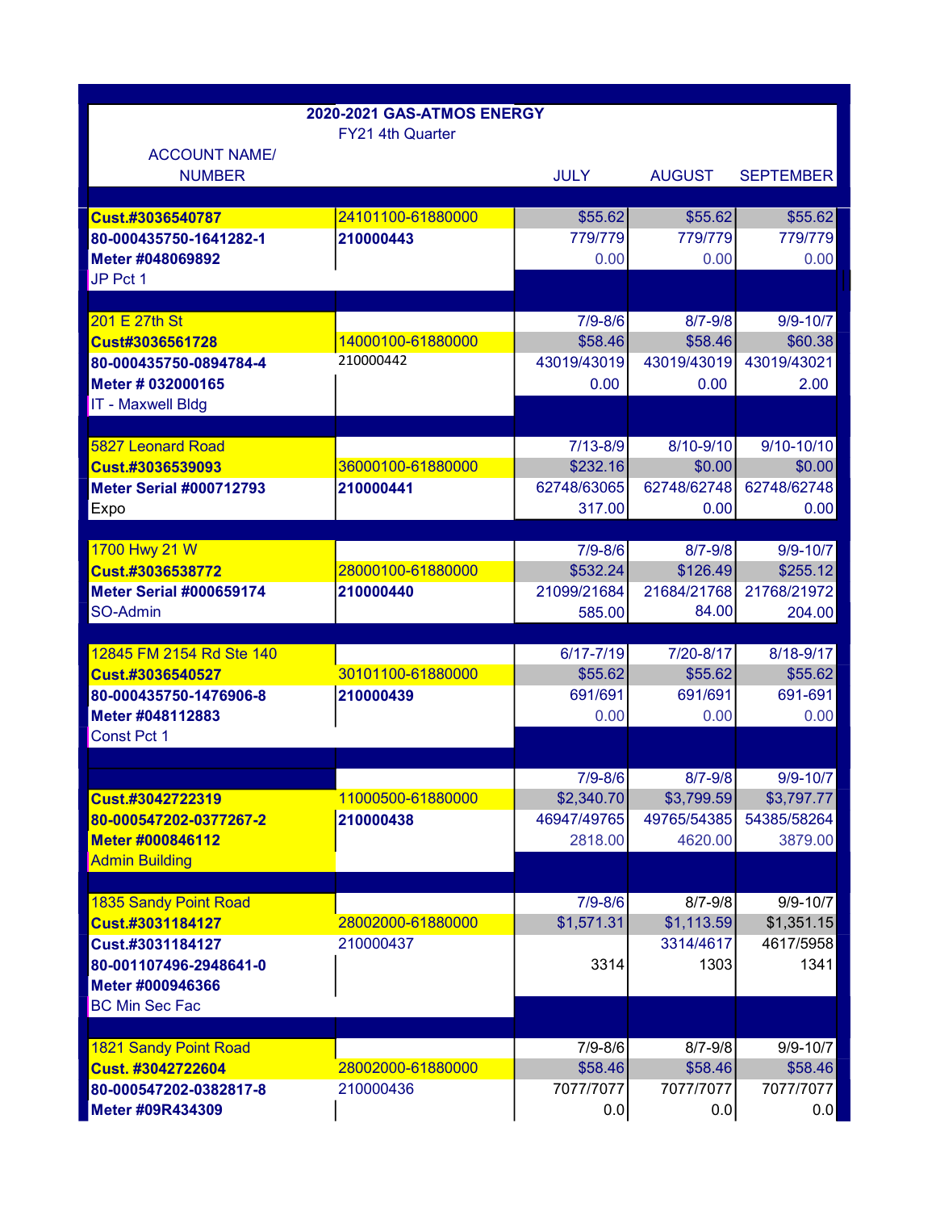**2020-2021 GAS-ATMOS ENERGY**
FY21 4th Quarter

| ACCOUNT NAME/ NUMBER | | JULY | AUGUST | SEPTEMBER |
|---|---|---|---|---|
| **Cust.#3036540787** | 24101100-61880000 | $55.62 | $55.62 | $55.62 |
| **80-000435750-1641282-1** | **210000443** | 779/779 | 779/779 | 779/779 |
| **Meter #048069892** | | 0.00 | 0.00 | 0.00 |
| JP Pct 1 | | | | |
| | | | | |
| 201 E 27th St | | 7/9-8/6 | 8/7-9/8 | 9/9-10/7 |
| **Cust#3036561728** | 14000100-61880000 | $58.46 | $58.46 | $60.38 |
| **80-000435750-0894784-4** | 210000442 | 43019/43019 | 43019/43019 | 43019/43021 |
| **Meter # 032000165** | | 0.00 | 0.00 | 2.00 |
| IT - Maxwell Bldg | | | | |
| | | | | |
| 5827 Leonard Road | | 7/13-8/9 | 8/10-9/10 | 9/10-10/10 |
| **Cust.#3036539093** | 36000100-61880000 | $232.16 | $0.00 | $0.00 |
| **Meter Serial #000712793** | **210000441** | 62748/63065 | 62748/62748 | 62748/62748 |
| Expo | | 317.00 | 0.00 | 0.00 |
| | | | | |
| 1700 Hwy 21 W | | 7/9-8/6 | 8/7-9/8 | 9/9-10/7 |
| **Cust.#3036538772** | 28000100-61880000 | $532.24 | $126.49 | $255.12 |
| **Meter Serial #000659174** | **210000440** | 21099/21684 | 21684/21768 | 21768/21972 |
| SO-Admin | | 585.00 | 84.00 | 204.00 |
| | | | | |
| 12845 FM 2154 Rd Ste 140 | | 6/17-7/19 | 7/20-8/17 | 8/18-9/17 |
| **Cust.#3036540527** | 30101100-61880000 | $55.62 | $55.62 | $55.62 |
| **80-000435750-1476906-8** | **210000439** | 691/691 | 691/691 | 691-691 |
| **Meter #048112883** | | 0.00 | 0.00 | 0.00 |
| Const Pct 1 | | | | |
| | | | | |
| | | 7/9-8/6 | 8/7-9/8 | 9/9-10/7 |
| **Cust.#3042722319** | 11000500-61880000 | $2,340.70 | $3,799.59 | $3,797.77 |
| **80-000547202-0377267-2** | **210000438** | 46947/49765 | 49765/54385 | 54385/58264 |
| **Meter #000846112** | | 2818.00 | 4620.00 | 3879.00 |
| Admin Building | | | | |
| | | | | |
| 1835 Sandy Point Road | | 7/9-8/6 | 8/7-9/8 | 9/9-10/7 |
| **Cust.#3031184127** | 28002000-61880000 | $1,571.31 | $1,113.59 | $1,351.15 |
| **Cust.#3031184127** | 210000437 | | 3314/4617 | 4617/5958 |
| **80-001107496-2948641-0** | | 3314 | 1303 | 1341 |
| **Meter #000946366** | | | | |
| BC Min Sec Fac | | | | |
| | | | | |
| 1821 Sandy Point Road | | 7/9-8/6 | 8/7-9/8 | 9/9-10/7 |
| **Cust. #3042722604** | 28002000-61880000 | $58.46 | $58.46 | $58.46 |
| **80-000547202-0382817-8** | 210000436 | 7077/7077 | 7077/7077 | 7077/7077 |
| **Meter #09R434309** | | 0.0 | 0.0 | 0.0 |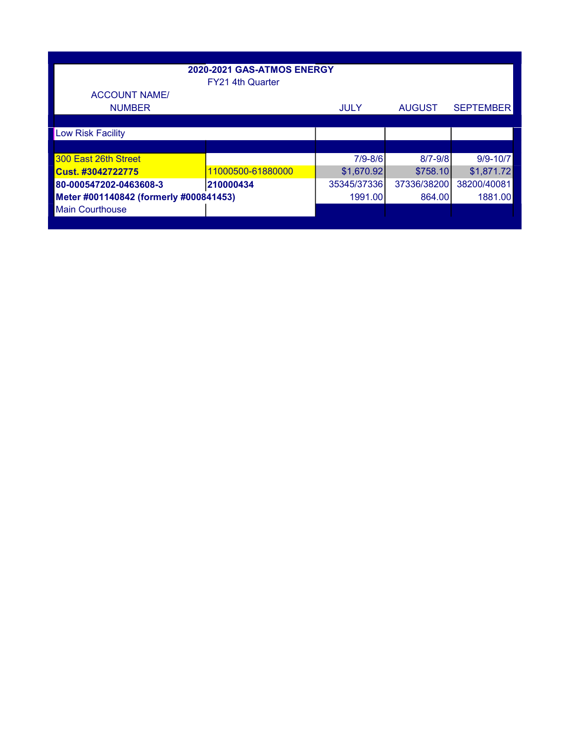| **2020-2021 GAS-ATMOS ENERGY** FY21 4th Quarter ACCOUNT NAME/ NUMBER | | JULY | AUGUST | SEPTEMBER |
|---|---|---|---|---|
| Low Risk Facility | | | | |
| | | | | |
| 300 East 26th Street | | 7/9-8/6 | 8/7-9/8 | 9/9-10/7 |
| **Cust. #3042722775** | 11000500-61880000 | $1,670.92 | $758.10 | $1,871.72 |
| **80-000547202-0463608-3** | **210000434** | 35345/37336 | 37336/38200 | 38200/40081 |
| **Meter #001140842 (formerly #000841453)** | | 1991.00 | 864.00 | 1881.00 |
| Main Courthouse | | | | |